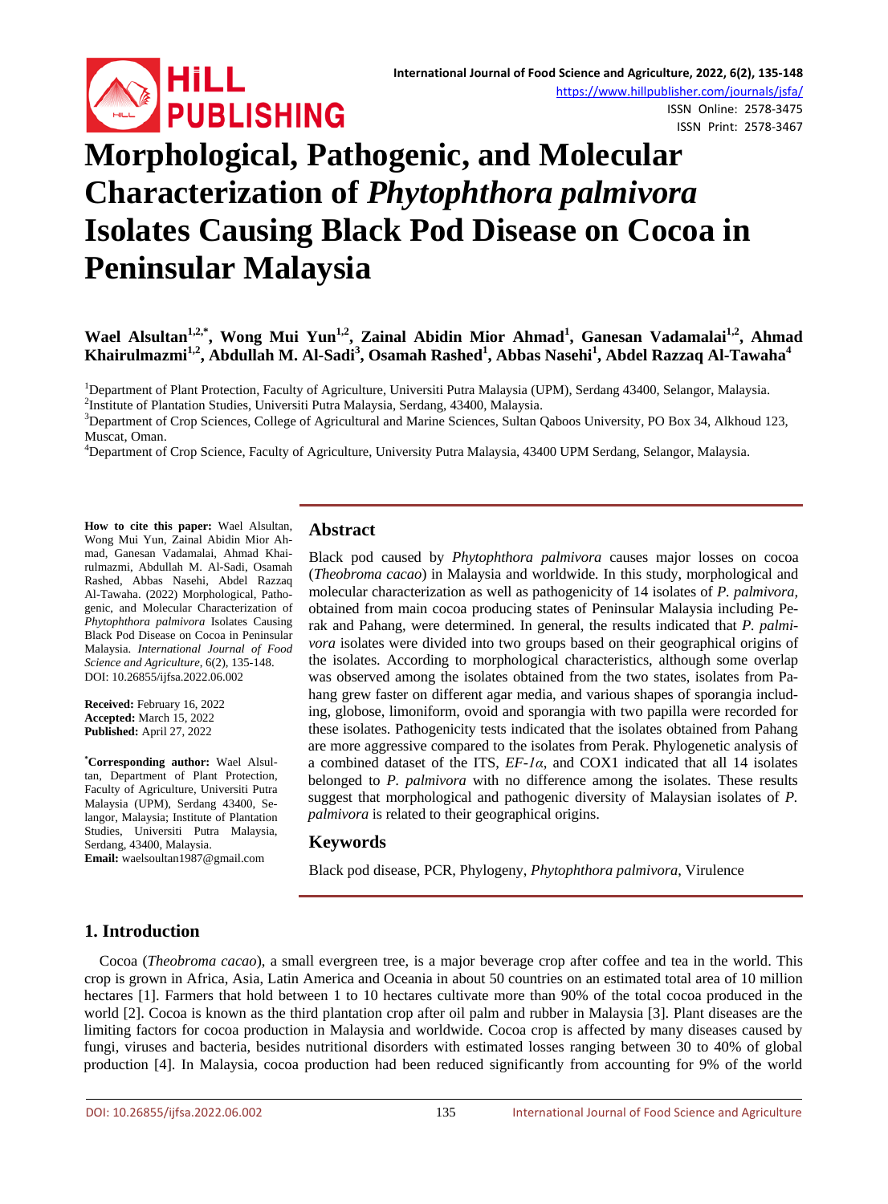# Morphological, Pathogenic, and Molecular Characterization of *Phytophthora palmivora* Isolates Causing Black Pod Disease on Cocoa in Peninsular Malaysia

**Wael Alsultan[1,2,*], Wong Mui Yun[1,2], Zainal Abidin Mior Ahmad[1], Ganesan Vadamalai[1,2], Ahmad Khairulmazmi[1,2], Abdullah M. Al-Sadi[3], Osamah Rashed[1], Abbas Nasehi[1], Abdel Razzaq Al-Tawaha[4]**

[1]Department of Plant Protection, Faculty of Agriculture, Universiti Putra Malaysia (UPM), Serdang 43400, Selangor, Malaysia.
[2]Institute of Plantation Studies, Universiti Putra Malaysia, Serdang, 43400, Malaysia.
[3]Department of Crop Sciences, College of Agricultural and Marine Sciences, Sultan Qaboos University, PO Box 34, Alkhoud 123, Muscat, Oman.
[4]Department of Crop Science, Faculty of Agriculture, University Putra Malaysia, 43400 UPM Serdang, Selangor, Malaysia.

**How to cite this paper:** Wael Alsultan, Wong Mui Yun, Zainal Abidin Mior Ahmad, Ganesan Vadamalai, Ahmad Khairulmazmi, Abdullah M. Al-Sadi, Osamah Rashed, Abbas Nasehi, Abdel Razzaq Al-Tawaha. (2022) Morphological, Pathogenic, and Molecular Characterization of *Phytophthora palmivora* Isolates Causing Black Pod Disease on Cocoa in Peninsular Malaysia. *International Journal of Food Science and Agriculture*, 6(2), 135-148. DOI: 10.26855/ijfsa.2022.06.002

**Received:** February 16, 2022
**Accepted:** March 15, 2022
**Published:** April 27, 2022

**[*]Corresponding author:** Wael Alsultan, Department of Plant Protection, Faculty of Agriculture, Universiti Putra Malaysia (UPM), Serdang 43400, Selangor, Malaysia; Institute of Plantation Studies, Universiti Putra Malaysia, Serdang, 43400, Malaysia.
**Email:** waelsoultan1987@gmail.com

## Abstract

Black pod caused by *Phytophthora palmivora* causes major losses on cocoa (*Theobroma cacao*) in Malaysia and worldwide. In this study, morphological and molecular characterization as well as pathogenicity of 14 isolates of *P. palmivora*, obtained from main cocoa producing states of Peninsular Malaysia including Perak and Pahang, were determined. In general, the results indicated that *P. palmivora* isolates were divided into two groups based on their geographical origins of the isolates. According to morphological characteristics, although some overlap was observed among the isolates obtained from the two states, isolates from Pahang grew faster on different agar media, and various shapes of sporangia including, globose, limoniform, ovoid and sporangia with two papilla were recorded for these isolates. Pathogenicity tests indicated that the isolates obtained from Pahang are more aggressive compared to the isolates from Perak. Phylogenetic analysis of a combined dataset of the ITS, *EF-1α*, and COX1 indicated that all 14 isolates belonged to *P. palmivora* with no difference among the isolates. These results suggest that morphological and pathogenic diversity of Malaysian isolates of *P. palmivora* is related to their geographical origins.

## Keywords

Black pod disease, PCR, Phylogeny, *Phytophthora palmivora*, Virulence

## 1. Introduction

Cocoa (*Theobroma cacao*), a small evergreen tree, is a major beverage crop after coffee and tea in the world. This crop is grown in Africa, Asia, Latin America and Oceania in about 50 countries on an estimated total area of 10 million hectares [1]. Farmers that hold between 1 to 10 hectares cultivate more than 90% of the total cocoa produced in the world [2]. Cocoa is known as the third plantation crop after oil palm and rubber in Malaysia [3]. Plant diseases are the limiting factors for cocoa production in Malaysia and worldwide. Cocoa crop is affected by many diseases caused by fungi, viruses and bacteria, besides nutritional disorders with estimated losses ranging between 30 to 40% of global production [4]. In Malaysia, cocoa production had been reduced significantly from accounting for 9% of the world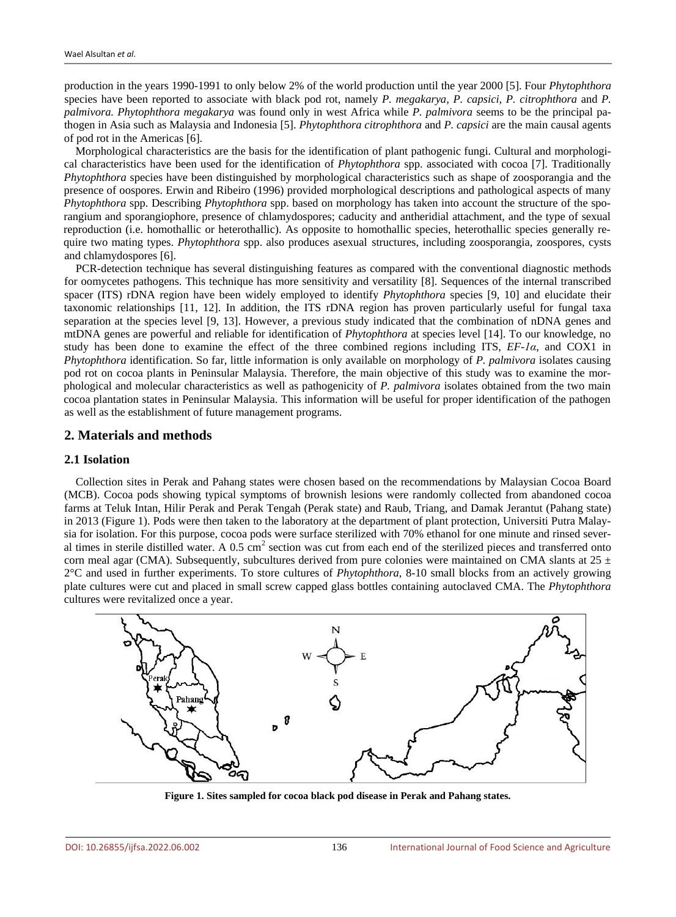production in the years 1990-1991 to only below 2% of the world production until the year 2000 [5]. Four *Phytophthora* species have been reported to associate with black pod rot, namely *P. megakarya*, *P. capsici*, *P. citrophthora* and *P. palmivora*. *Phytophthora megakarya* was found only in west Africa while *P. palmivora* seems to be the principal pathogen in Asia such as Malaysia and Indonesia [5]. *Phytophthora citrophthora* and *P. capsici* are the main causal agents of pod rot in the Americas [6].

Morphological characteristics are the basis for the identification of plant pathogenic fungi. Cultural and morphological characteristics have been used for the identification of *Phytophthora* spp. associated with cocoa [7]. Traditionally *Phytophthora* species have been distinguished by morphological characteristics such as shape of zoosporangia and the presence of oospores. Erwin and Ribeiro (1996) provided morphological descriptions and pathological aspects of many *Phytophthora* spp. Describing *Phytophthora* spp. based on morphology has taken into account the structure of the sporangium and sporangiophore, presence of chlamydospores; caducity and antheridial attachment, and the type of sexual reproduction (i.e. homothallic or heterothallic). As opposite to homothallic species, heterothallic species generally require two mating types. *Phytophthora* spp. also produces asexual structures, including zoosporangia, zoospores, cysts and chlamydospores [6].

PCR-detection technique has several distinguishing features as compared with the conventional diagnostic methods for oomycetes pathogens. This technique has more sensitivity and versatility [8]. Sequences of the internal transcribed spacer (ITS) rDNA region have been widely employed to identify *Phytophthora* species [9, 10] and elucidate their taxonomic relationships [11, 12]. In addition, the ITS rDNA region has proven particularly useful for fungal taxa separation at the species level [9, 13]. However, a previous study indicated that the combination of nDNA genes and mtDNA genes are powerful and reliable for identification of *Phytophthora* at species level [14]. To our knowledge, no study has been done to examine the effect of the three combined regions including ITS, *EF-1α*, and COX1 in *Phytophthora* identification. So far, little information is only available on morphology of *P. palmivora* isolates causing pod rot on cocoa plants in Peninsular Malaysia. Therefore, the main objective of this study was to examine the morphological and molecular characteristics as well as pathogenicity of *P. palmivora* isolates obtained from the two main cocoa plantation states in Peninsular Malaysia. This information will be useful for proper identification of the pathogen as well as the establishment of future management programs.

## 2. Materials and methods

### 2.1 Isolation

Collection sites in Perak and Pahang states were chosen based on the recommendations by Malaysian Cocoa Board (MCB). Cocoa pods showing typical symptoms of brownish lesions were randomly collected from abandoned cocoa farms at Teluk Intan, Hilir Perak and Perak Tengah (Perak state) and Raub, Triang, and Damak Jerantut (Pahang state) in 2013 (Figure 1). Pods were then taken to the laboratory at the department of plant protection, Universiti Putra Malaysia for isolation. For this purpose, cocoa pods were surface sterilized with 70% ethanol for one minute and rinsed several times in sterile distilled water. A 0.5 $cm^2$ section was cut from each end of the sterilized pieces and transferred onto corn meal agar (CMA). Subsequently, subcultures derived from pure colonies were maintained on CMA slants at 25 ± 2°C and used in further experiments. To store cultures of *Phytophthora*, 8-10 small blocks from an actively growing plate cultures were cut and placed in small screw capped glass bottles containing autoclaved CMA. The *Phytophthora* cultures were revitalized once a year.

**Figure 1. Sites sampled for cocoa black pod disease in Perak and Pahang states.**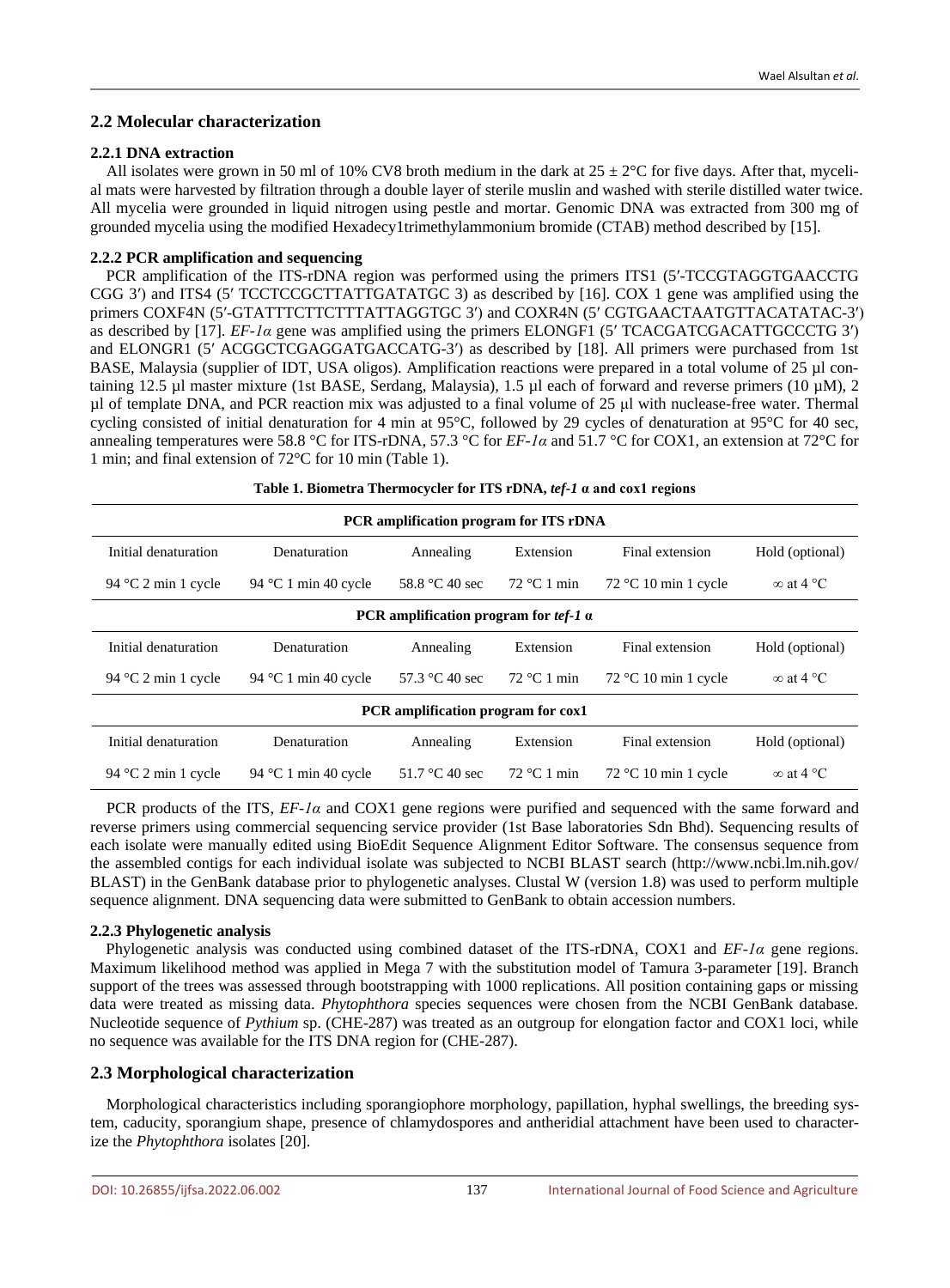## 2.2 Molecular characterization

### 2.2.1 DNA extraction

All isolates were grown in 50 ml of 10% CV8 broth medium in the dark at 25 ± 2°C for five days. After that, mycelial mats were harvested by filtration through a double layer of sterile muslin and washed with sterile distilled water twice. All mycelia were grounded in liquid nitrogen using pestle and mortar. Genomic DNA was extracted from 300 mg of grounded mycelia using the modified Hexadecy1trimethylammonium bromide (CTAB) method described by [15].

### 2.2.2 PCR amplification and sequencing

PCR amplification of the ITS-rDNA region was performed using the primers ITS1 (5′-TCCGTAGGTGAACCTG CGG 3′) and ITS4 (5′ TCCTCCGCTTATTGATATGC 3) as described by [16]. COX 1 gene was amplified using the primers COXF4N (5′-GTATTTCTTCTTTATTAGGTGC 3′) and COXR4N (5′ CGTGAACTAATGTTACATATAC-3′) as described by [17]. *EF-1α* gene was amplified using the primers ELONGF1 (5′ TCACGATCGACATTGCCCTG 3′) and ELONGR1 (5′ ACGGCTCGAGGATGACCATG-3′) as described by [18]. All primers were purchased from 1st BASE, Malaysia (supplier of IDT, USA oligos). Amplification reactions were prepared in a total volume of 25 µl containing 12.5 µl master mixture (1st BASE, Serdang, Malaysia), 1.5 µl each of forward and reverse primers (10 µM), 2 µl of template DNA, and PCR reaction mix was adjusted to a final volume of 25 µl with nuclease-free water. Thermal cycling consisted of initial denaturation for 4 min at 95°C, followed by 29 cycles of denaturation at 95°C for 40 sec, annealing temperatures were 58.8 °C for ITS-rDNA, 57.3 °C for *EF-1α* and 51.7 °C for COX1, an extension at 72°C for 1 min; and final extension of 72°C for 10 min (Table 1).

**Table 1. Biometra Thermocycler for ITS rDNA, *tef-1 α* and cox1 regions**

| **PCR amplification program for ITS rDNA** | | | | | |
|---|---|---|---|---|---|
| Initial denaturation | Denaturation | Annealing | Extension | Final extension | Hold (optional) |
| 94 °C 2 min 1 cycle | 94 °C 1 min 40 cycle | 58.8 °C 40 sec | 72 °C 1 min | 72 °C 10 min 1 cycle | ∞ at 4 °C |
| **PCR amplification program for *tef-1 α*** | | | | | |
| Initial denaturation | Denaturation | Annealing | Extension | Final extension | Hold (optional) |
| 94 °C 2 min 1 cycle | 94 °C 1 min 40 cycle | 57.3 °C 40 sec | 72 °C 1 min | 72 °C 10 min 1 cycle | ∞ at 4 °C |
| **PCR amplification program for cox1** | | | | | |
| Initial denaturation | Denaturation | Annealing | Extension | Final extension | Hold (optional) |
| 94 °C 2 min 1 cycle | 94 °C 1 min 40 cycle | 51.7 °C 40 sec | 72 °C 1 min | 72 °C 10 min 1 cycle | ∞ at 4 °C |

PCR products of the ITS, *EF-1α* and COX1 gene regions were purified and sequenced with the same forward and reverse primers using commercial sequencing service provider (1st Base laboratories Sdn Bhd). Sequencing results of each isolate were manually edited using BioEdit Sequence Alignment Editor Software. The consensus sequence from the assembled contigs for each individual isolate was subjected to NCBI BLAST search (http://www.ncbi.lm.nih.gov/BLAST) in the GenBank database prior to phylogenetic analyses. Clustal W (version 1.8) was used to perform multiple sequence alignment. DNA sequencing data were submitted to GenBank to obtain accession numbers.

### 2.2.3 Phylogenetic analysis

Phylogenetic analysis was conducted using combined dataset of the ITS-rDNA, COX1 and *EF-1α* gene regions. Maximum likelihood method was applied in Mega 7 with the substitution model of Tamura 3-parameter [19]. Branch support of the trees was assessed through bootstrapping with 1000 replications. All position containing gaps or missing data were treated as missing data. *Phytophthora* species sequences were chosen from the NCBI GenBank database. Nucleotide sequence of *Pythium* sp. (CHE-287) was treated as an outgroup for elongation factor and COX1 loci, while no sequence was available for the ITS DNA region for (CHE-287).

## 2.3 Morphological characterization

Morphological characteristics including sporangiophore morphology, papillation, hyphal swellings, the breeding system, caducity, sporangium shape, presence of chlamydospores and antheridial attachment have been used to characterize the *Phytophthora* isolates [20].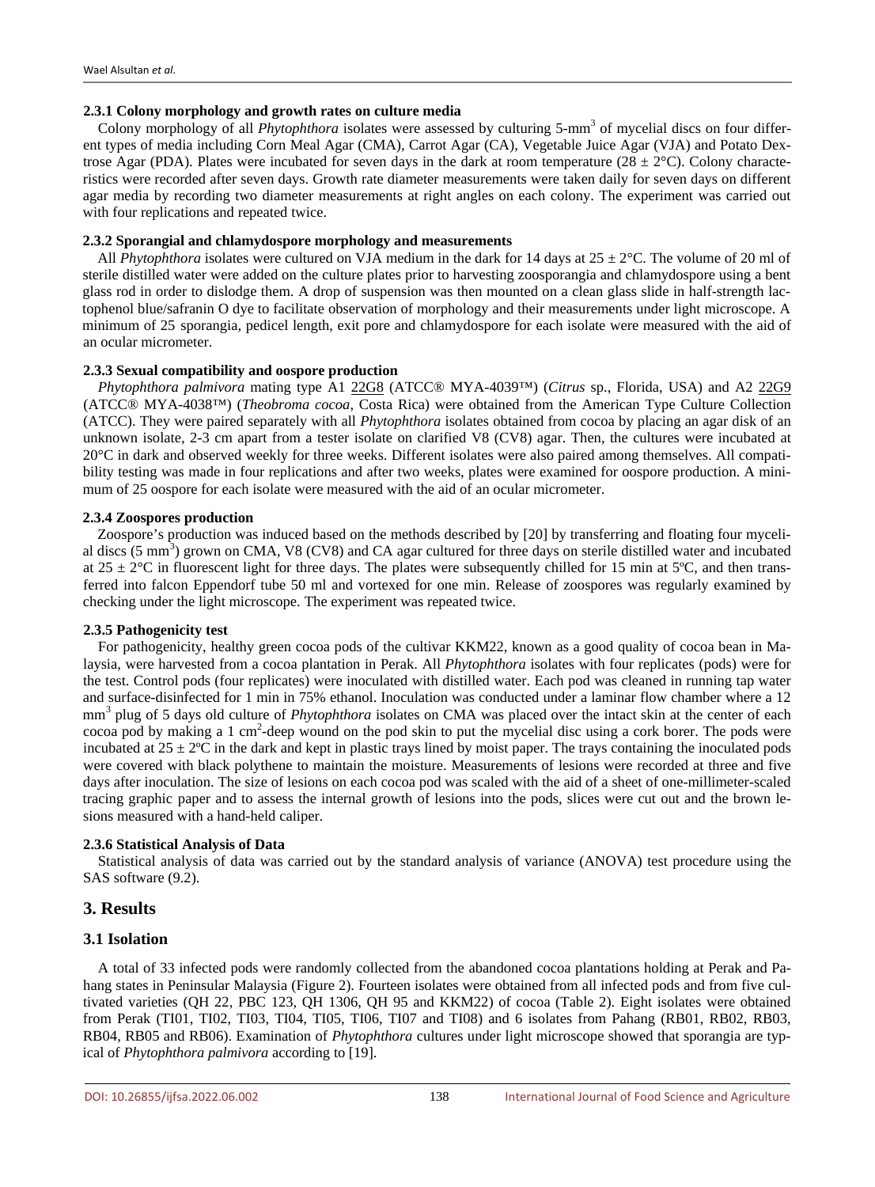#### 2.3.1 Colony morphology and growth rates on culture media

Colony morphology of all *Phytophthora* isolates were assessed by culturing 5-mm$^3$ of mycelial discs on four different types of media including Corn Meal Agar (CMA), Carrot Agar (CA), Vegetable Juice Agar (VJA) and Potato Dextrose Agar (PDA). Plates were incubated for seven days in the dark at room temperature (28 ± 2°C). Colony characteristics were recorded after seven days. Growth rate diameter measurements were taken daily for seven days on different agar media by recording two diameter measurements at right angles on each colony. The experiment was carried out with four replications and repeated twice.

#### 2.3.2 Sporangial and chlamydospore morphology and measurements

All *Phytophthora* isolates were cultured on VJA medium in the dark for 14 days at 25 ± 2°C. The volume of 20 ml of sterile distilled water were added on the culture plates prior to harvesting zoosporangia and chlamydospore using a bent glass rod in order to dislodge them. A drop of suspension was then mounted on a clean glass slide in half-strength lactophenol blue/safranin O dye to facilitate observation of morphology and their measurements under light microscope. A minimum of 25 sporangia, pedicel length, exit pore and chlamydospore for each isolate were measured with the aid of an ocular micrometer.

#### 2.3.3 Sexual compatibility and oospore production

*Phytophthora palmivora* mating type A1 22G8 (ATCC® MYA-4039™) (*Citrus* sp., Florida, USA) and A2 22G9 (ATCC® MYA-4038™) (*Theobroma cocoa*, Costa Rica) were obtained from the American Type Culture Collection (ATCC). They were paired separately with all *Phytophthora* isolates obtained from cocoa by placing an agar disk of an unknown isolate, 2-3 cm apart from a tester isolate on clarified V8 (CV8) agar. Then, the cultures were incubated at 20°C in dark and observed weekly for three weeks. Different isolates were also paired among themselves. All compatibility testing was made in four replications and after two weeks, plates were examined for oospore production. A minimum of 25 oospore for each isolate were measured with the aid of an ocular micrometer.

#### 2.3.4 Zoospores production

Zoospore's production was induced based on the methods described by [20] by transferring and floating four mycelial discs (5 mm$^3$) grown on CMA, V8 (CV8) and CA agar cultured for three days on sterile distilled water and incubated at 25 ± 2°C in fluorescent light for three days. The plates were subsequently chilled for 15 min at 5ºC, and then transferred into falcon Eppendorf tube 50 ml and vortexed for one min. Release of zoospores was regularly examined by checking under the light microscope. The experiment was repeated twice.

#### 2.3.5 Pathogenicity test

For pathogenicity, healthy green cocoa pods of the cultivar KKM22, known as a good quality of cocoa bean in Malaysia, were harvested from a cocoa plantation in Perak. All *Phytophthora* isolates with four replicates (pods) were for the test. Control pods (four replicates) were inoculated with distilled water. Each pod was cleaned in running tap water and surface-disinfected for 1 min in 75% ethanol. Inoculation was conducted under a laminar flow chamber where a 12 mm$^3$ plug of 5 days old culture of *Phytophthora* isolates on CMA was placed over the intact skin at the center of each cocoa pod by making a 1 cm$^2$-deep wound on the pod skin to put the mycelial disc using a cork borer. The pods were incubated at 25 ± 2ºC in the dark and kept in plastic trays lined by moist paper. The trays containing the inoculated pods were covered with black polythene to maintain the moisture. Measurements of lesions were recorded at three and five days after inoculation. The size of lesions on each cocoa pod was scaled with the aid of a sheet of one-millimeter-scaled tracing graphic paper and to assess the internal growth of lesions into the pods, slices were cut out and the brown lesions measured with a hand-held caliper.

#### 2.3.6 Statistical Analysis of Data

Statistical analysis of data was carried out by the standard analysis of variance (ANOVA) test procedure using the SAS software (9.2).

## 3. Results

### 3.1 Isolation

A total of 33 infected pods were randomly collected from the abandoned cocoa plantations holding at Perak and Pahang states in Peninsular Malaysia (Figure 2). Fourteen isolates were obtained from all infected pods and from five cultivated varieties (QH 22, PBC 123, QH 1306, QH 95 and KKM22) of cocoa (Table 2). Eight isolates were obtained from Perak (TI01, TI02, TI03, TI04, TI05, TI06, TI07 and TI08) and 6 isolates from Pahang (RB01, RB02, RB03, RB04, RB05 and RB06). Examination of *Phytophthora* cultures under light microscope showed that sporangia are typical of *Phytophthora palmivora* according to [19].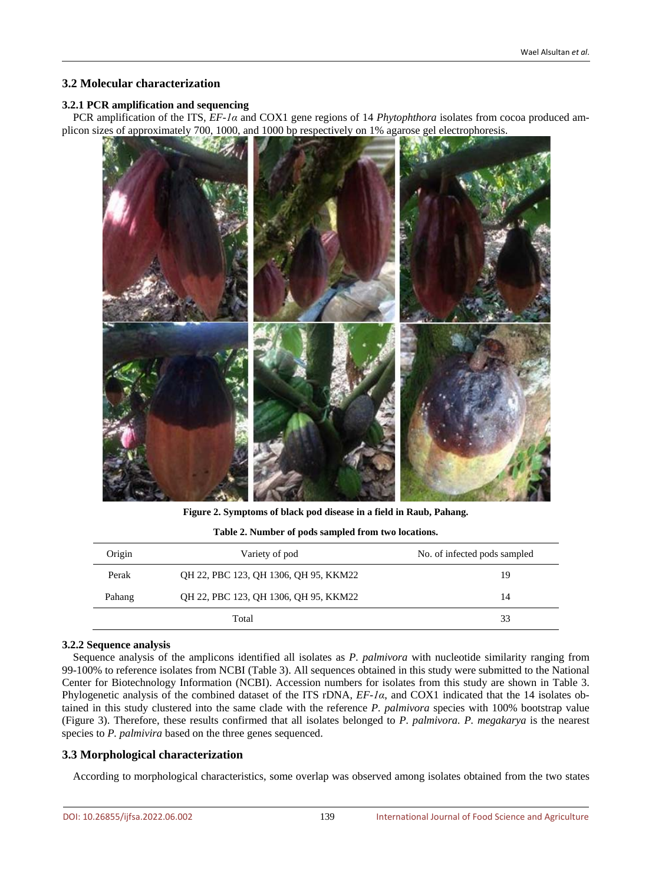## 3.2 Molecular characterization

### 3.2.1 PCR amplification and sequencing

PCR amplification of the ITS, *EF-1α* and COX1 gene regions of 14 *Phytophthora* isolates from cocoa produced amplicon sizes of approximately 700, 1000, and 1000 bp respectively on 1% agarose gel electrophoresis.

**Figure 2. Symptoms of black pod disease in a field in Raub, Pahang.**

**Table 2. Number of pods sampled from two locations.**

| Origin | Variety of pod | No. of infected pods sampled |
|---|---|---|
| Perak | QH 22, PBC 123, QH 1306, QH 95, KKM22 | 19 |
| Pahang | QH 22, PBC 123, QH 1306, QH 95, KKM22 | 14 |
| | Total | 33 |

### 3.2.2 Sequence analysis

Sequence analysis of the amplicons identified all isolates as *P. palmivora* with nucleotide similarity ranging from 99-100% to reference isolates from NCBI (Table 3). All sequences obtained in this study were submitted to the National Center for Biotechnology Information (NCBI). Accession numbers for isolates from this study are shown in Table 3. Phylogenetic analysis of the combined dataset of the ITS rDNA, *EF-1α*, and COX1 indicated that the 14 isolates obtained in this study clustered into the same clade with the reference *P. palmivora* species with 100% bootstrap value (Figure 3). Therefore, these results confirmed that all isolates belonged to *P. palmivora*. *P. megakarya* is the nearest species to *P. palmivira* based on the three genes sequenced.

## 3.3 Morphological characterization

According to morphological characteristics, some overlap was observed among isolates obtained from the two states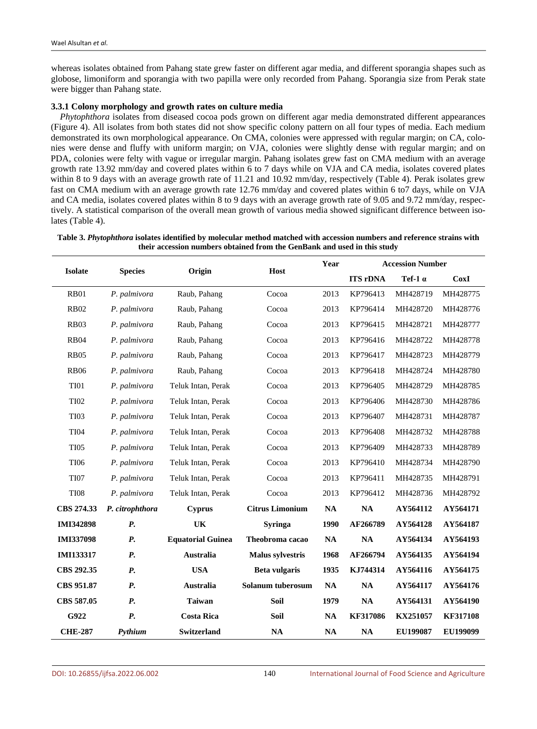whereas isolates obtained from Pahang state grew faster on different agar media, and different sporangia shapes such as globose, limoniform and sporangia with two papilla were only recorded from Pahang. Sporangia size from Perak state were bigger than Pahang state.

### 3.3.1 Colony morphology and growth rates on culture media

*Phytophthora* isolates from diseased cocoa pods grown on different agar media demonstrated different appearances (Figure 4). All isolates from both states did not show specific colony pattern on all four types of media. Each medium demonstrated its own morphological appearance. On CMA, colonies were appressed with regular margin; on CA, colonies were dense and fluffy with uniform margin; on VJA, colonies were slightly dense with regular margin; and on PDA, colonies were felty with vague or irregular margin. Pahang isolates grew fast on CMA medium with an average growth rate 13.92 mm/day and covered plates within 6 to 7 days while on VJA and CA media, isolates covered plates within 8 to 9 days with an average growth rate of 11.21 and 10.92 mm/day, respectively (Table 4). Perak isolates grew fast on CMA medium with an average growth rate 12.76 mm/day and covered plates within 6 to7 days, while on VJA and CA media, isolates covered plates within 8 to 9 days with an average growth rate of 9.05 and 9.72 mm/day, respectively. A statistical comparison of the overall mean growth of various media showed significant difference between isolates (Table 4).

**Table 3.** ***Phytophthora*** **isolates identified by molecular method matched with accession numbers and reference strains with their accession numbers obtained from the GenBank and used in this study**

| Isolate | Species | Origin | Host | Year | Accession Number | | |
|---|---|---|---|---|---|---|---|
| | | | | | ITS rDNA | Tef-1 α | CoxI |
| RB01 | *P. palmivora* | Raub, Pahang | Cocoa | 2013 | KP796413 | MH428719 | MH428775 |
| RB02 | *P. palmivora* | Raub, Pahang | Cocoa | 2013 | KP796414 | MH428720 | MH428776 |
| RB03 | *P. palmivora* | Raub, Pahang | Cocoa | 2013 | KP796415 | MH428721 | MH428777 |
| RB04 | *P. palmivora* | Raub, Pahang | Cocoa | 2013 | KP796416 | MH428722 | MH428778 |
| RB05 | *P. palmivora* | Raub, Pahang | Cocoa | 2013 | KP796417 | MH428723 | MH428779 |
| RB06 | *P. palmivora* | Raub, Pahang | Cocoa | 2013 | KP796418 | MH428724 | MH428780 |
| TI01 | *P. palmivora* | Teluk Intan, Perak | Cocoa | 2013 | KP796405 | MH428729 | MH428785 |
| TI02 | *P. palmivora* | Teluk Intan, Perak | Cocoa | 2013 | KP796406 | MH428730 | MH428786 |
| TI03 | *P. palmivora* | Teluk Intan, Perak | Cocoa | 2013 | KP796407 | MH428731 | MH428787 |
| TI04 | *P. palmivora* | Teluk Intan, Perak | Cocoa | 2013 | KP796408 | MH428732 | MH428788 |
| TI05 | *P. palmivora* | Teluk Intan, Perak | Cocoa | 2013 | KP796409 | MH428733 | MH428789 |
| TI06 | *P. palmivora* | Teluk Intan, Perak | Cocoa | 2013 | KP796410 | MH428734 | MH428790 |
| TI07 | *P. palmivora* | Teluk Intan, Perak | Cocoa | 2013 | KP796411 | MH428735 | MH428791 |
| TI08 | *P. palmivora* | Teluk Intan, Perak | Cocoa | 2013 | KP796412 | MH428736 | MH428792 |
| **CBS 274.33** | ***P. citrophthora*** | **Cyprus** | **Citrus Limonium** | **NA** | **NA** | **AY564112** | **AY564171** |
| **IMI342898** | ***P.*** | **UK** | **Syringa** | **1990** | **AF266789** | **AY564128** | **AY564187** |
| **IMI337098** | ***P.*** | **Equatorial Guinea** | **Theobroma cacao** | **NA** | **NA** | **AY564134** | **AY564193** |
| **IMI133317** | ***P.*** | **Australia** | **Malus sylvestris** | **1968** | **AF266794** | **AY564135** | **AY564194** |
| **CBS 292.35** | ***P.*** | **USA** | **Beta vulgaris** | **1935** | **KJ744314** | **AY564116** | **AY564175** |
| **CBS 951.87** | ***P.*** | **Australia** | **Solanum tuberosum** | **NA** | **NA** | **AY564117** | **AY564176** |
| **CBS 587.05** | ***P.*** | **Taiwan** | **Soil** | **1979** | **NA** | **AY564131** | **AY564190** |
| **G922** | ***P.*** | **Costa Rica** | **Soil** | **NA** | **KF317086** | **KX251057** | **KF317108** |
| **CHE-287** | ***Pythium*** | **Switzerland** | **NA** | **NA** | **NA** | **EU199087** | **EU199099** |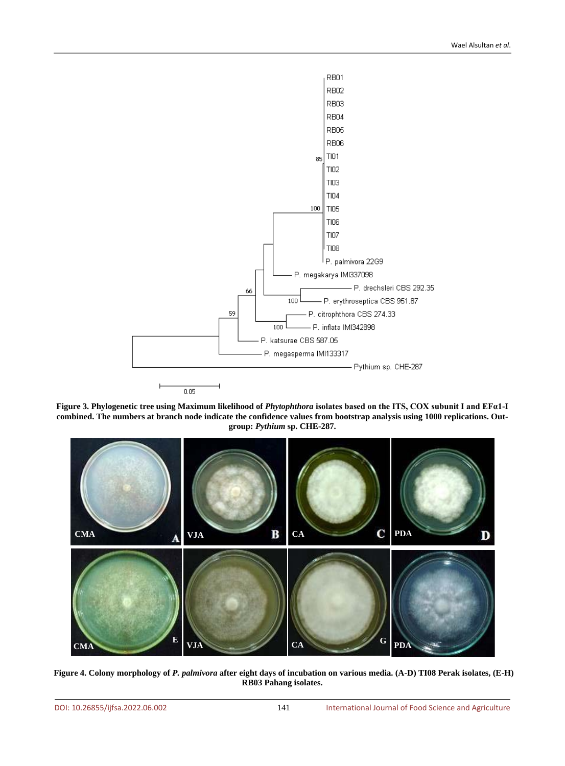**Figure 3. Phylogenetic tree using Maximum likelihood of *Phytophthora* isolates based on the ITS, COX subunit I and EFα1-I combined. The numbers at branch node indicate the confidence values from bootstrap analysis using 1000 replications. Out-group: *Pythium* sp. CHE-287.**

**Figure 4. Colony morphology of *P. palmivora* after eight days of incubation on various media. (A-D) TI08 Perak isolates, (E-H) RB03 Pahang isolates.**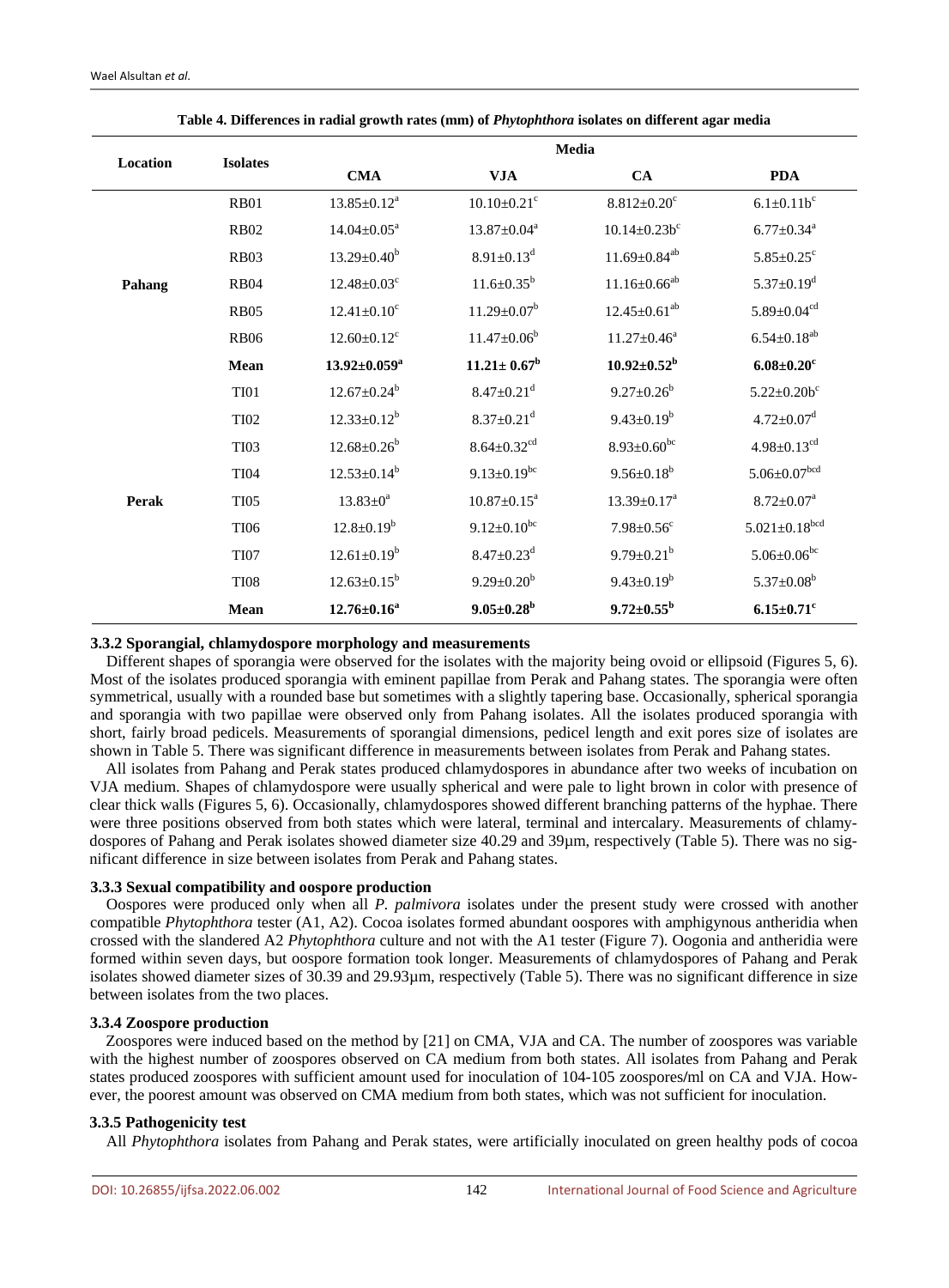**Table 4. Differences in radial growth rates (mm) of *Phytophthora* isolates on different agar media**

| Location | Isolates | Media | | | |
|---|---|---|---|---|---|
| | | **CMA** | **VJA** | **CA** | **PDA** |
| Pahang | RB01 | 13.85±0.12[a] | 10.10±0.21[c] | 8.812±0.20[c] | 6.1±0.11b[c] |
| | RB02 | 14.04±0.05[a] | 13.87±0.04[a] | 10.14±0.23b[c] | 6.77±0.34[a] |
| | RB03 | 13.29±0.40[b] | 8.91±0.13[d] | 11.69±0.84[ab] | 5.85±0.25[c] |
| | RB04 | 12.48±0.03[c] | 11.6±0.35[b] | 11.16±0.66[ab] | 5.37±0.19[d] |
| | RB05 | 12.41±0.10[c] | 11.29±0.07[b] | 12.45±0.61[ab] | 5.89±0.04[cd] |
| | RB06 | 12.60±0.12[c] | 11.47±0.06[b] | 11.27±0.46[a] | 6.54±0.18[ab] |
| | **Mean** | **13.92±0.059[a]** | **11.21± 0.67[b]** | **10.92±0.52[b]** | **6.08±0.20[c]** |
| Perak | TI01 | 12.67±0.24[b] | 8.47±0.21[d] | 9.27±0.26[b] | 5.22±0.20b[c] |
| | TI02 | 12.33±0.12[b] | 8.37±0.21[d] | 9.43±0.19[b] | 4.72±0.07[d] |
| | TI03 | 12.68±0.26[b] | 8.64±0.32[cd] | 8.93±0.60[bc] | 4.98±0.13[cd] |
| | TI04 | 12.53±0.14[b] | 9.13±0.19[bc] | 9.56±0.18[b] | 5.06±0.07[bcd] |
| | TI05 | 13.83±0[a] | 10.87±0.15[a] | 13.39±0.17[a] | 8.72±0.07[a] |
| | TI06 | 12.8±0.19[b] | 9.12±0.10[bc] | 7.98±0.56[c] | 5.021±0.18[bcd] |
| | TI07 | 12.61±0.19[b] | 8.47±0.23[d] | 9.79±0.21[b] | 5.06±0.06[bc] |
| | TI08 | 12.63±0.15[b] | 9.29±0.20[b] | 9.43±0.19[b] | 5.37±0.08[b] |
| | **Mean** | **12.76±0.16[a]** | **9.05±0.28[b]** | **9.72±0.55[b]** | **6.15±0.71[c]** |

### 3.3.2 Sporangial, chlamydospore morphology and measurements

Different shapes of sporangia were observed for the isolates with the majority being ovoid or ellipsoid (Figures 5, 6). Most of the isolates produced sporangia with eminent papillae from Perak and Pahang states. The sporangia were often symmetrical, usually with a rounded base but sometimes with a slightly tapering base. Occasionally, spherical sporangia and sporangia with two papillae were observed only from Pahang isolates. All the isolates produced sporangia with short, fairly broad pedicels. Measurements of sporangial dimensions, pedicel length and exit pores size of isolates are shown in Table 5. There was significant difference in measurements between isolates from Perak and Pahang states.

All isolates from Pahang and Perak states produced chlamydospores in abundance after two weeks of incubation on VJA medium. Shapes of chlamydospore were usually spherical and were pale to light brown in color with presence of clear thick walls (Figures 5, 6). Occasionally, chlamydospores showed different branching patterns of the hyphae. There were three positions observed from both states which were lateral, terminal and intercalary. Measurements of chlamydospores of Pahang and Perak isolates showed diameter size 40.29 and 39µm, respectively (Table 5). There was no significant difference in size between isolates from Perak and Pahang states.

### 3.3.3 Sexual compatibility and oospore production

Oospores were produced only when all *P. palmivora* isolates under the present study were crossed with another compatible *Phytophthora* tester (A1, A2). Cocoa isolates formed abundant oospores with amphigynous antheridia when crossed with the slandered A2 *Phytophthora* culture and not with the A1 tester (Figure 7). Oogonia and antheridia were formed within seven days, but oospore formation took longer. Measurements of chlamydospores of Pahang and Perak isolates showed diameter sizes of 30.39 and 29.93µm, respectively (Table 5). There was no significant difference in size between isolates from the two places.

### 3.3.4 Zoospore production

Zoospores were induced based on the method by [21] on CMA, VJA and CA. The number of zoospores was variable with the highest number of zoospores observed on CA medium from both states. All isolates from Pahang and Perak states produced zoospores with sufficient amount used for inoculation of 104-105 zoospores/ml on CA and VJA. However, the poorest amount was observed on CMA medium from both states, which was not sufficient for inoculation.

### 3.3.5 Pathogenicity test

All *Phytophthora* isolates from Pahang and Perak states, were artificially inoculated on green healthy pods of cocoa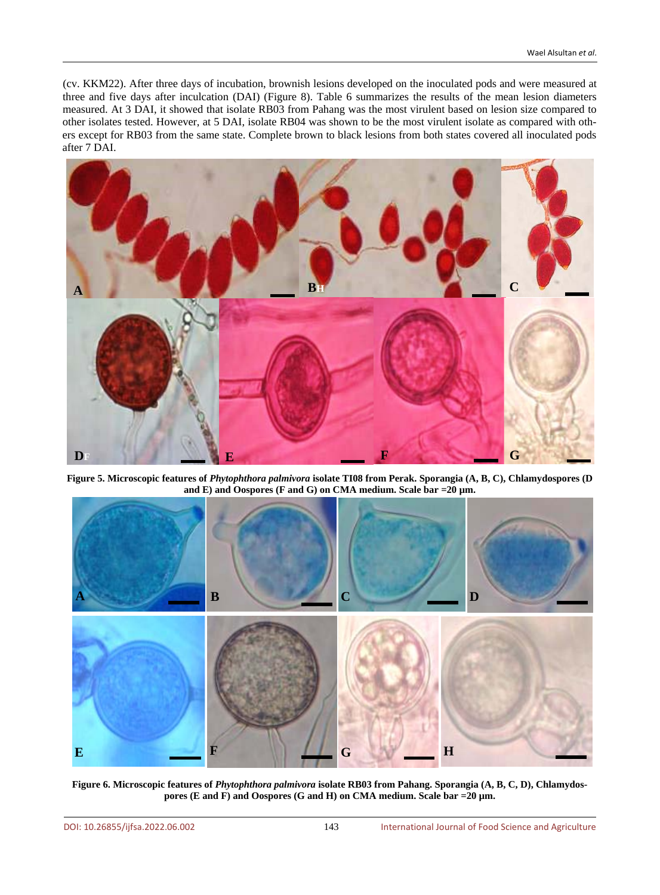(cv. KKM22). After three days of incubation, brownish lesions developed on the inoculated pods and were measured at three and five days after inculcation (DAI) (Figure 8). Table 6 summarizes the results of the mean lesion diameters measured. At 3 DAI, it showed that isolate RB03 from Pahang was the most virulent based on lesion size compared to other isolates tested. However, at 5 DAI, isolate RB04 was shown to be the most virulent isolate as compared with others except for RB03 from the same state. Complete brown to black lesions from both states covered all inoculated pods after 7 DAI.

**Figure 5. Microscopic features of *Phytophthora palmivora* isolate TI08 from Perak. Sporangia (A, B, C), Chlamydospores (D and E) and Oospores (F and G) on CMA medium. Scale bar =20 µm.**

**Figure 6. Microscopic features of *Phytophthora palmivora* isolate RB03 from Pahang. Sporangia (A, B, C, D), Chlamydospores (E and F) and Oospores (G and H) on CMA medium. Scale bar =20 µm.**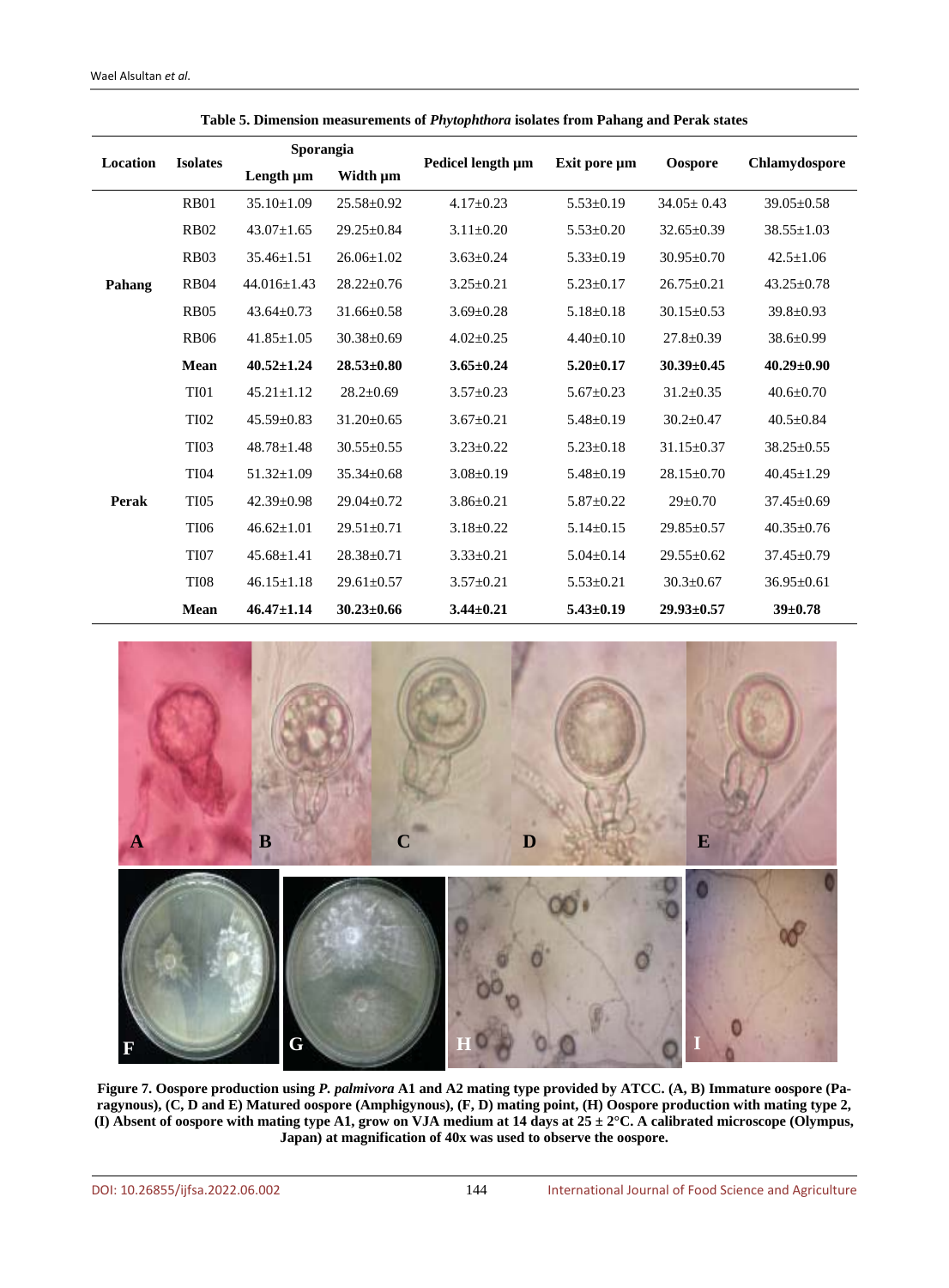**Table 5. Dimension measurements of *Phytophthora* isolates from Pahang and Perak states**

| Location | Isolates | Sporangia | | Pedicel length µm | Exit pore µm | Oospore | Chlamydospore |
|---|---|---|---|---|---|---|---|
| | | Length µm | Width µm | | | | |
| Pahang | RB01 | 35.10±1.09 | 25.58±0.92 | 4.17±0.23 | 5.53±0.19 | 34.05± 0.43 | 39.05±0.58 |
| | RB02 | 43.07±1.65 | 29.25±0.84 | 3.11±0.20 | 5.53±0.20 | 32.65±0.39 | 38.55±1.03 |
| | RB03 | 35.46±1.51 | 26.06±1.02 | 3.63±0.24 | 5.33±0.19 | 30.95±0.70 | 42.5±1.06 |
| | RB04 | 44.016±1.43 | 28.22±0.76 | 3.25±0.21 | 5.23±0.17 | 26.75±0.21 | 43.25±0.78 |
| | RB05 | 43.64±0.73 | 31.66±0.58 | 3.69±0.28 | 5.18±0.18 | 30.15±0.53 | 39.8±0.93 |
| | RB06 | 41.85±1.05 | 30.38±0.69 | 4.02±0.25 | 4.40±0.10 | 27.8±0.39 | 38.6±0.99 |
| | **Mean** | **40.52±1.24** | **28.53±0.80** | **3.65±0.24** | **5.20±0.17** | **30.39±0.45** | **40.29±0.90** |
| Perak | TI01 | 45.21±1.12 | 28.2±0.69 | 3.57±0.23 | 5.67±0.23 | 31.2±0.35 | 40.6±0.70 |
| | TI02 | 45.59±0.83 | 31.20±0.65 | 3.67±0.21 | 5.48±0.19 | 30.2±0.47 | 40.5±0.84 |
| | TI03 | 48.78±1.48 | 30.55±0.55 | 3.23±0.22 | 5.23±0.18 | 31.15±0.37 | 38.25±0.55 |
| | TI04 | 51.32±1.09 | 35.34±0.68 | 3.08±0.19 | 5.48±0.19 | 28.15±0.70 | 40.45±1.29 |
| | TI05 | 42.39±0.98 | 29.04±0.72 | 3.86±0.21 | 5.87±0.22 | 29±0.70 | 37.45±0.69 |
| | TI06 | 46.62±1.01 | 29.51±0.71 | 3.18±0.22 | 5.14±0.15 | 29.85±0.57 | 40.35±0.76 |
| | TI07 | 45.68±1.41 | 28.38±0.71 | 3.33±0.21 | 5.04±0.14 | 29.55±0.62 | 37.45±0.79 |
| | TI08 | 46.15±1.18 | 29.61±0.57 | 3.57±0.21 | 5.53±0.21 | 30.3±0.67 | 36.95±0.61 |
| | **Mean** | **46.47±1.14** | **30.23±0.66** | **3.44±0.21** | **5.43±0.19** | **29.93±0.57** | **39±0.78** |

**Figure 7. Oospore production using *P. palmivora* A1 and A2 mating type provided by ATCC. (A, B) Immature oospore (Paragynous), (C, D and E) Matured oospore (Amphigynous), (F, D) mating point, (H) Oospore production with mating type 2, (I) Absent of oospore with mating type A1, grow on VJA medium at 14 days at 25 ± 2°C. A calibrated microscope (Olympus, Japan) at magnification of 40x was used to observe the oospore.**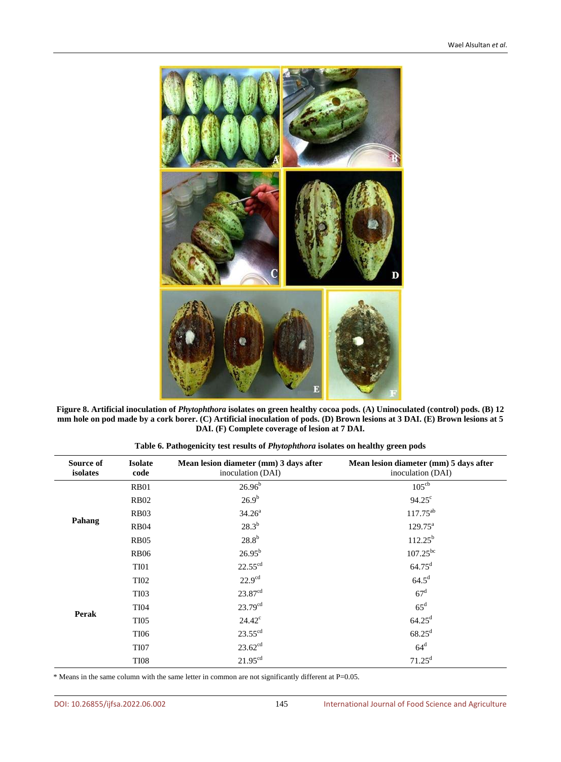**Figure 8. Artificial inoculation of *Phytophthora* isolates on green healthy cocoa pods. (A) Uninoculated (control) pods. (B) 12 mm hole on pod made by a cork borer. (C) Artificial inoculation of pods. (D) Brown lesions at 3 DAI. (E) Brown lesions at 5 DAI. (F) Complete coverage of lesion at 7 DAI.**

**Table 6. Pathogenicity test results of *Phytophthora* isolates on healthy green pods**

| Source of isolates | Isolate code | Mean lesion diameter (mm) 3 days after inoculation (DAI) | Mean lesion diameter (mm) 5 days after inoculation (DAI) |
|---|---|---|---|
| Pahang | RB01 | $26.96^{b}$ | $105^{cb}$ |
| | RB02 | $26.9^{b}$ | $94.25^{c}$ |
| | RB03 | $34.26^{a}$ | $117.75^{ab}$ |
| | RB04 | $28.3^{b}$ | $129.75^{a}$ |
| | RB05 | $28.8^{b}$ | $112.25^{b}$ |
| | RB06 | $26.95^{b}$ | $107.25^{bc}$ |
| Perak | TI01 | $22.55^{cd}$ | $64.75^{d}$ |
| | TI02 | $22.9^{cd}$ | $64.5^{d}$ |
| | TI03 | $23.87^{cd}$ | $67^{d}$ |
| | TI04 | $23.79^{cd}$ | $65^{d}$ |
| | TI05 | $24.42^{c}$ | $64.25^{d}$ |
| | TI06 | $23.55^{cd}$ | $68.25^{d}$ |
| | TI07 | $23.62^{cd}$ | $64^{d}$ |
| | TI08 | $21.95^{cd}$ | $71.25^{d}$ |

* Means in the same column with the same letter in common are not significantly different at P=0.05.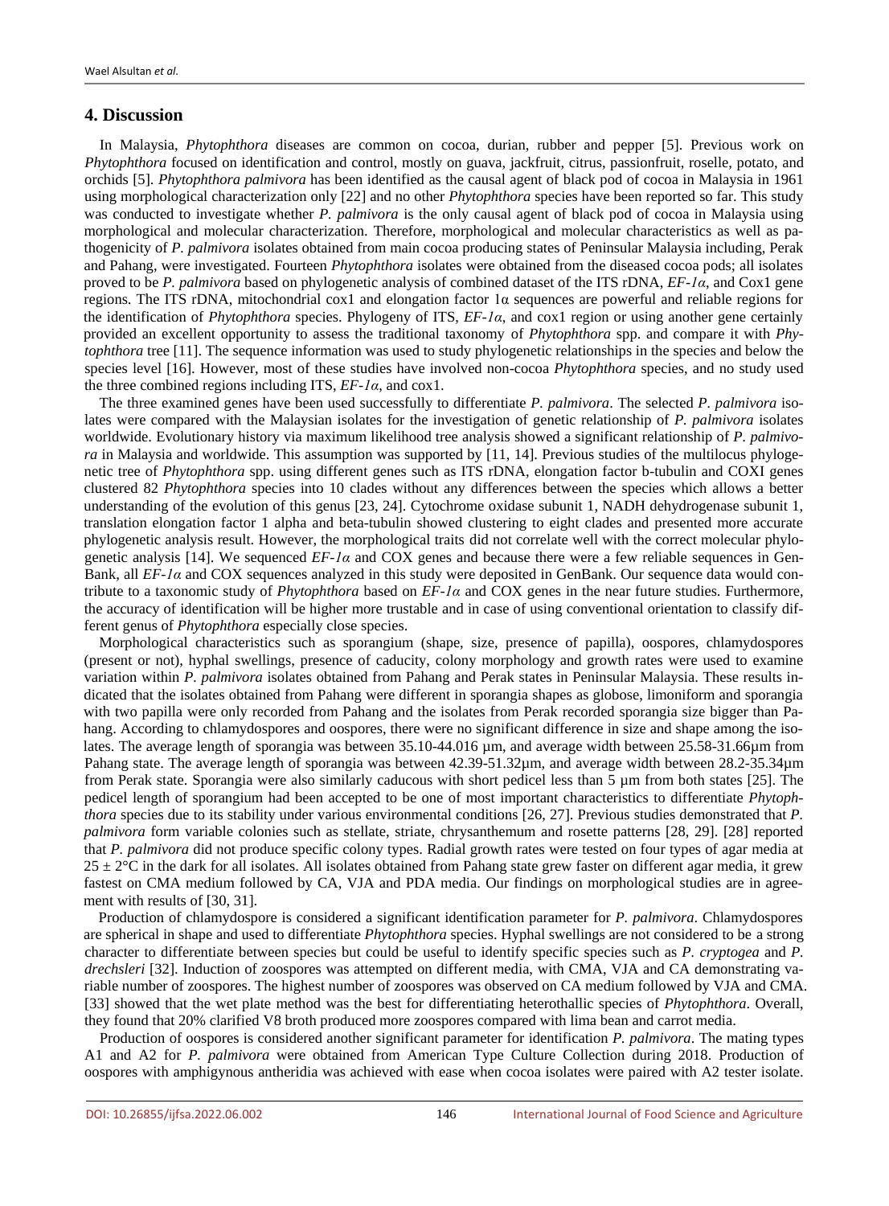## 4. Discussion

In Malaysia, *Phytophthora* diseases are common on cocoa, durian, rubber and pepper [5]. Previous work on *Phytophthora* focused on identification and control, mostly on guava, jackfruit, citrus, passionfruit, roselle, potato, and orchids [5]. *Phytophthora palmivora* has been identified as the causal agent of black pod of cocoa in Malaysia in 1961 using morphological characterization only [22] and no other *Phytophthora* species have been reported so far. This study was conducted to investigate whether *P. palmivora* is the only causal agent of black pod of cocoa in Malaysia using morphological and molecular characterization. Therefore, morphological and molecular characteristics as well as pathogenicity of *P. palmivora* isolates obtained from main cocoa producing states of Peninsular Malaysia including, Perak and Pahang, were investigated. Fourteen *Phytophthora* isolates were obtained from the diseased cocoa pods; all isolates proved to be *P. palmivora* based on phylogenetic analysis of combined dataset of the ITS rDNA, *EF-1α*, and Cox1 gene regions. The ITS rDNA, mitochondrial cox1 and elongation factor 1α sequences are powerful and reliable regions for the identification of *Phytophthora* species. Phylogeny of ITS, *EF-1α*, and cox1 region or using another gene certainly provided an excellent opportunity to assess the traditional taxonomy of *Phytophthora* spp. and compare it with *Phytophthora* tree [11]. The sequence information was used to study phylogenetic relationships in the species and below the species level [16]. However, most of these studies have involved non-cocoa *Phytophthora* species, and no study used the three combined regions including ITS, *EF-1α*, and cox1.

The three examined genes have been used successfully to differentiate *P. palmivora*. The selected *P. palmivora* isolates were compared with the Malaysian isolates for the investigation of genetic relationship of *P. palmivora* isolates worldwide. Evolutionary history via maximum likelihood tree analysis showed a significant relationship of *P. palmivora* in Malaysia and worldwide. This assumption was supported by [11, 14]. Previous studies of the multilocus phylogenetic tree of *Phytophthora* spp. using different genes such as ITS rDNA, elongation factor b-tubulin and COXI genes clustered 82 *Phytophthora* species into 10 clades without any differences between the species which allows a better understanding of the evolution of this genus [23, 24]. Cytochrome oxidase subunit 1, NADH dehydrogenase subunit 1, translation elongation factor 1 alpha and beta-tubulin showed clustering to eight clades and presented more accurate phylogenetic analysis result. However, the morphological traits did not correlate well with the correct molecular phylogenetic analysis [14]. We sequenced *EF-1α* and COX genes and because there were a few reliable sequences in GenBank, all *EF-1α* and COX sequences analyzed in this study were deposited in GenBank. Our sequence data would contribute to a taxonomic study of *Phytophthora* based on *EF-1α* and COX genes in the near future studies. Furthermore, the accuracy of identification will be higher more trustable and in case of using conventional orientation to classify different genus of *Phytophthora* especially close species.

Morphological characteristics such as sporangium (shape, size, presence of papilla), oospores, chlamydospores (present or not), hyphal swellings, presence of caducity, colony morphology and growth rates were used to examine variation within *P. palmivora* isolates obtained from Pahang and Perak states in Peninsular Malaysia. These results indicated that the isolates obtained from Pahang were different in sporangia shapes as globose, limoniform and sporangia with two papilla were only recorded from Pahang and the isolates from Perak recorded sporangia size bigger than Pahang. According to chlamydospores and oospores, there were no significant difference in size and shape among the isolates. The average length of sporangia was between 35.10-44.016 µm, and average width between 25.58-31.66µm from Pahang state. The average length of sporangia was between 42.39-51.32µm, and average width between 28.2-35.34µm from Perak state. Sporangia were also similarly caducous with short pedicel less than 5 µm from both states [25]. The pedicel length of sporangium had been accepted to be one of most important characteristics to differentiate *Phytophthora* species due to its stability under various environmental conditions [26, 27]. Previous studies demonstrated that *P. palmivora* form variable colonies such as stellate, striate, chrysanthemum and rosette patterns [28, 29]. [28] reported that *P. palmivora* did not produce specific colony types. Radial growth rates were tested on four types of agar media at $25 \pm 2°C$ in the dark for all isolates. All isolates obtained from Pahang state grew faster on different agar media, it grew fastest on CMA medium followed by CA, VJA and PDA media. Our findings on morphological studies are in agreement with results of [30, 31].

Production of chlamydospore is considered a significant identification parameter for *P. palmivora*. Chlamydospores are spherical in shape and used to differentiate *Phytophthora* species. Hyphal swellings are not considered to be a strong character to differentiate between species but could be useful to identify specific species such as *P. cryptogea* and *P. drechsleri* [32]. Induction of zoospores was attempted on different media, with CMA, VJA and CA demonstrating variable number of zoospores. The highest number of zoospores was observed on CA medium followed by VJA and CMA. [33] showed that the wet plate method was the best for differentiating heterothallic species of *Phytophthora*. Overall, they found that 20% clarified V8 broth produced more zoospores compared with lima bean and carrot media.

Production of oospores is considered another significant parameter for identification *P. palmivora*. The mating types A1 and A2 for *P. palmivora* were obtained from American Type Culture Collection during 2018. Production of oospores with amphigynous antheridia was achieved with ease when cocoa isolates were paired with A2 tester isolate.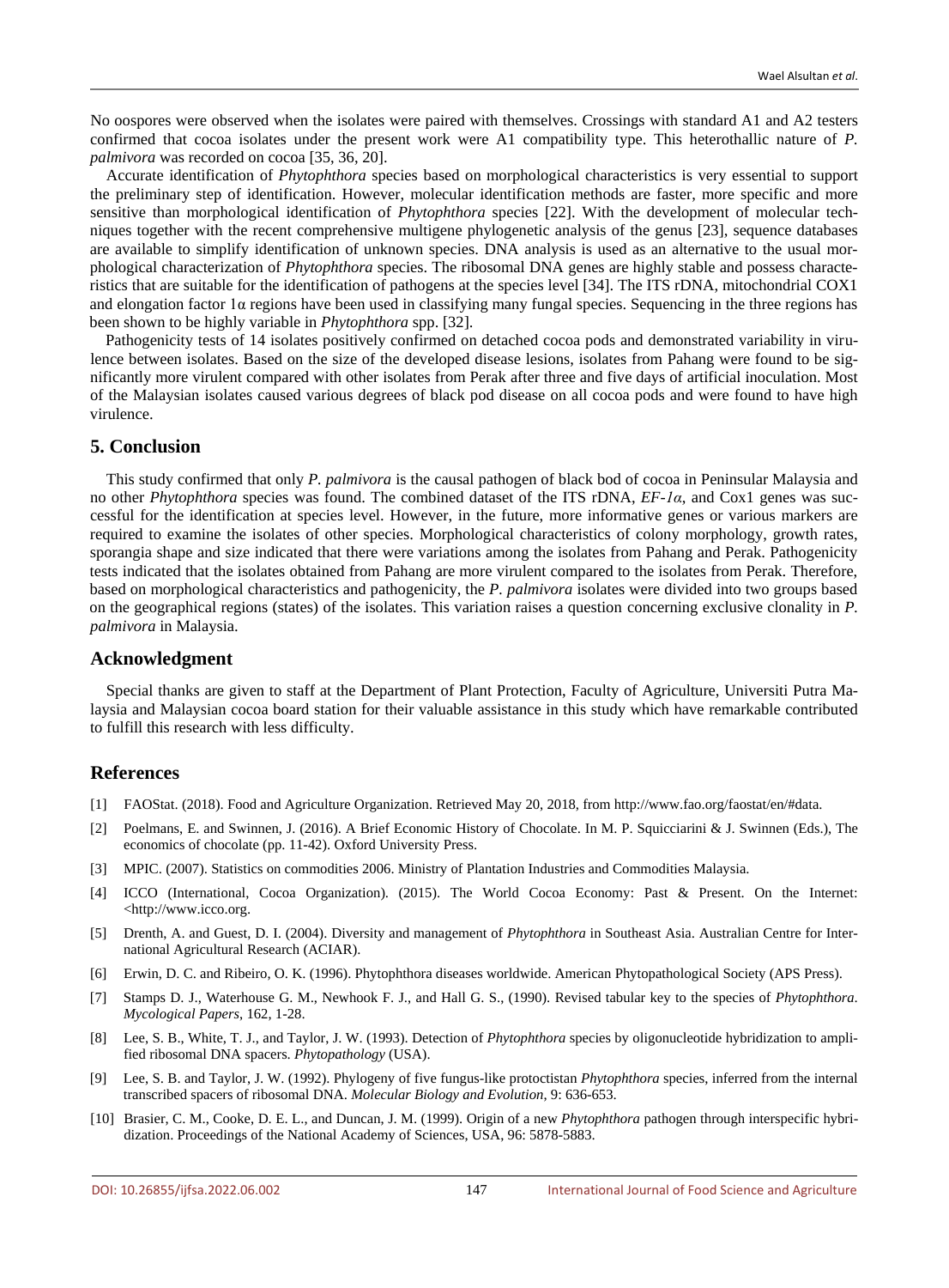No oospores were observed when the isolates were paired with themselves. Crossings with standard A1 and A2 testers confirmed that cocoa isolates under the present work were A1 compatibility type. This heterothallic nature of *P. palmivora* was recorded on cocoa [35, 36, 20].

Accurate identification of *Phytophthora* species based on morphological characteristics is very essential to support the preliminary step of identification. However, molecular identification methods are faster, more specific and more sensitive than morphological identification of *Phytophthora* species [22]. With the development of molecular techniques together with the recent comprehensive multigene phylogenetic analysis of the genus [23], sequence databases are available to simplify identification of unknown species. DNA analysis is used as an alternative to the usual morphological characterization of *Phytophthora* species. The ribosomal DNA genes are highly stable and possess characteristics that are suitable for the identification of pathogens at the species level [34]. The ITS rDNA, mitochondrial COX1 and elongation factor 1α regions have been used in classifying many fungal species. Sequencing in the three regions has been shown to be highly variable in *Phytophthora* spp. [32].

Pathogenicity tests of 14 isolates positively confirmed on detached cocoa pods and demonstrated variability in virulence between isolates. Based on the size of the developed disease lesions, isolates from Pahang were found to be significantly more virulent compared with other isolates from Perak after three and five days of artificial inoculation. Most of the Malaysian isolates caused various degrees of black pod disease on all cocoa pods and were found to have high virulence.

## 5. Conclusion

This study confirmed that only *P. palmivora* is the causal pathogen of black bod of cocoa in Peninsular Malaysia and no other *Phytophthora* species was found. The combined dataset of the ITS rDNA, *EF-1α*, and Cox1 genes was successful for the identification at species level. However, in the future, more informative genes or various markers are required to examine the isolates of other species. Morphological characteristics of colony morphology, growth rates, sporangia shape and size indicated that there were variations among the isolates from Pahang and Perak. Pathogenicity tests indicated that the isolates obtained from Pahang are more virulent compared to the isolates from Perak. Therefore, based on morphological characteristics and pathogenicity, the *P. palmivora* isolates were divided into two groups based on the geographical regions (states) of the isolates. This variation raises a question concerning exclusive clonality in *P. palmivora* in Malaysia.

## Acknowledgment

Special thanks are given to staff at the Department of Plant Protection, Faculty of Agriculture, Universiti Putra Malaysia and Malaysian cocoa board station for their valuable assistance in this study which have remarkable contributed to fulfill this research with less difficulty.

## References

[1] FAOStat. (2018). Food and Agriculture Organization. Retrieved May 20, 2018, from http://www.fao.org/faostat/en/#data.

[2] Poelmans, E. and Swinnen, J. (2016). A Brief Economic History of Chocolate. In M. P. Squicciarini & J. Swinnen (Eds.), The economics of chocolate (pp. 11-42). Oxford University Press.

[3] MPIC. (2007). Statistics on commodities 2006. Ministry of Plantation Industries and Commodities Malaysia.

[4] ICCO (International, Cocoa Organization). (2015). The World Cocoa Economy: Past & Present. On the Internet: <http://www.icco.org.

[5] Drenth, A. and Guest, D. I. (2004). Diversity and management of *Phytophthora* in Southeast Asia. Australian Centre for International Agricultural Research (ACIAR).

[6] Erwin, D. C. and Ribeiro, O. K. (1996). Phytophthora diseases worldwide. American Phytopathological Society (APS Press).

[7] Stamps D. J., Waterhouse G. M., Newhook F. J., and Hall G. S., (1990). Revised tabular key to the species of *Phytophthora*. *Mycological Papers*, 162, 1-28.

[8] Lee, S. B., White, T. J., and Taylor, J. W. (1993). Detection of *Phytophthora* species by oligonucleotide hybridization to amplified ribosomal DNA spacers. *Phytopathology* (USA).

[9] Lee, S. B. and Taylor, J. W. (1992). Phylogeny of five fungus-like protoctistan *Phytophthora* species, inferred from the internal transcribed spacers of ribosomal DNA. *Molecular Biology and Evolution*, 9: 636-653.

[10] Brasier, C. M., Cooke, D. E. L., and Duncan, J. M. (1999). Origin of a new *Phytophthora* pathogen through interspecific hybridization. Proceedings of the National Academy of Sciences, USA, 96: 5878-5883.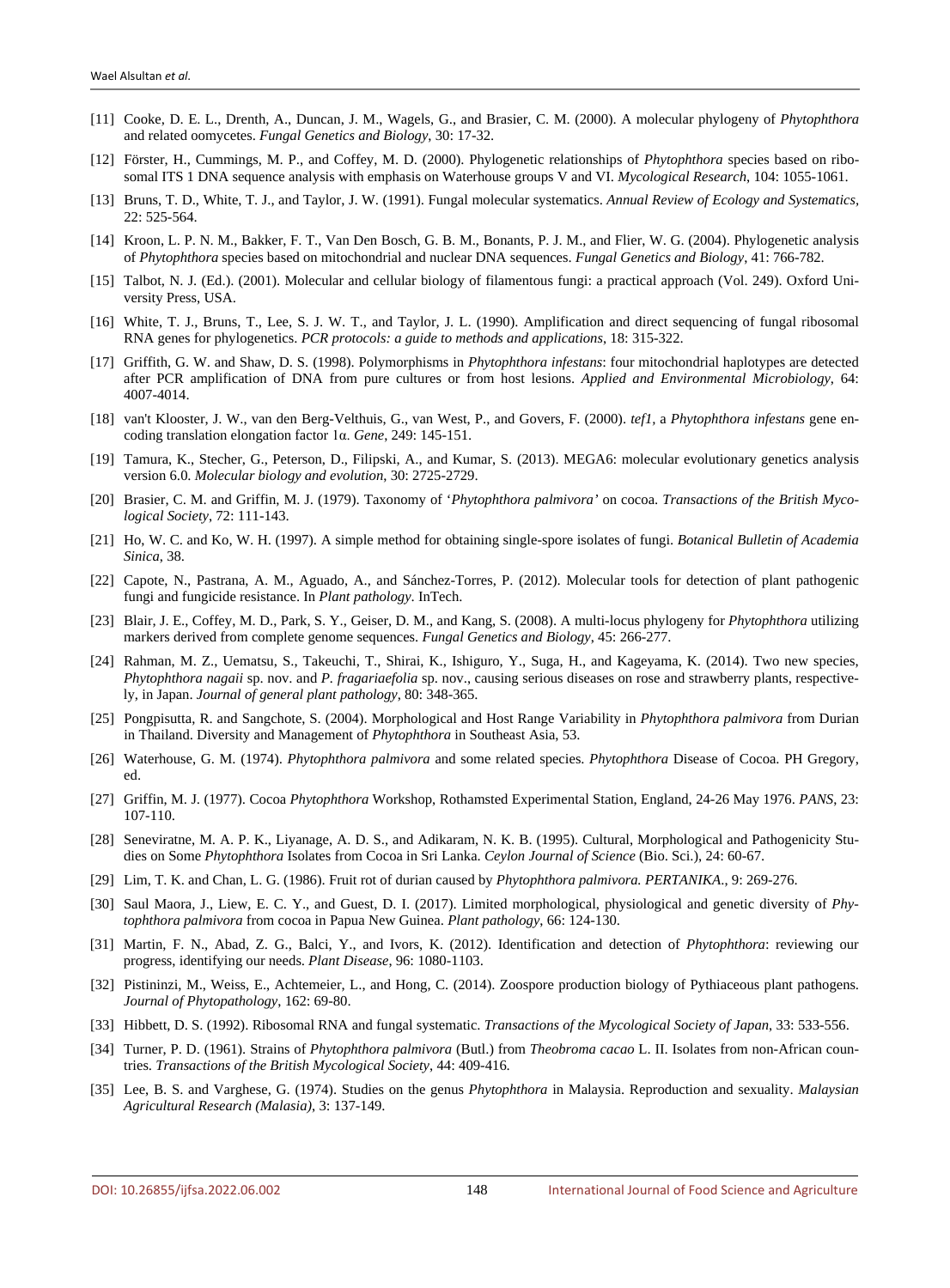[11] Cooke, D. E. L., Drenth, A., Duncan, J. M., Wagels, G., and Brasier, C. M. (2000). A molecular phylogeny of *Phytophthora* and related oomycetes. *Fungal Genetics and Biology*, 30: 17-32.

[12] Förster, H., Cummings, M. P., and Coffey, M. D. (2000). Phylogenetic relationships of *Phytophthora* species based on ribosomal ITS 1 DNA sequence analysis with emphasis on Waterhouse groups V and VI. *Mycological Research*, 104: 1055-1061.

[13] Bruns, T. D., White, T. J., and Taylor, J. W. (1991). Fungal molecular systematics. *Annual Review of Ecology and Systematics*, 22: 525-564.

[14] Kroon, L. P. N. M., Bakker, F. T., Van Den Bosch, G. B. M., Bonants, P. J. M., and Flier, W. G. (2004). Phylogenetic analysis of *Phytophthora* species based on mitochondrial and nuclear DNA sequences. *Fungal Genetics and Biology*, 41: 766-782.

[15] Talbot, N. J. (Ed.). (2001). Molecular and cellular biology of filamentous fungi: a practical approach (Vol. 249). Oxford University Press, USA.

[16] White, T. J., Bruns, T., Lee, S. J. W. T., and Taylor, J. L. (1990). Amplification and direct sequencing of fungal ribosomal RNA genes for phylogenetics. *PCR protocols: a guide to methods and applications*, 18: 315-322.

[17] Griffith, G. W. and Shaw, D. S. (1998). Polymorphisms in *Phytophthora infestans*: four mitochondrial haplotypes are detected after PCR amplification of DNA from pure cultures or from host lesions. *Applied and Environmental Microbiology*, 64: 4007-4014.

[18] van't Klooster, J. W., van den Berg-Velthuis, G., van West, P., and Govers, F. (2000). *tef1*, a *Phytophthora infestans* gene encoding translation elongation factor 1α. *Gene*, 249: 145-151.

[19] Tamura, K., Stecher, G., Peterson, D., Filipski, A., and Kumar, S. (2013). MEGA6: molecular evolutionary genetics analysis version 6.0. *Molecular biology and evolution*, 30: 2725-2729.

[20] Brasier, C. M. and Griffin, M. J. (1979). Taxonomy of '*Phytophthora palmivora'* on cocoa. *Transactions of the British Mycological Society*, 72: 111-143.

[21] Ho, W. C. and Ko, W. H. (1997). A simple method for obtaining single-spore isolates of fungi. *Botanical Bulletin of Academia Sinica*, 38.

[22] Capote, N., Pastrana, A. M., Aguado, A., and Sánchez-Torres, P. (2012). Molecular tools for detection of plant pathogenic fungi and fungicide resistance. In *Plant pathology*. InTech.

[23] Blair, J. E., Coffey, M. D., Park, S. Y., Geiser, D. M., and Kang, S. (2008). A multi-locus phylogeny for *Phytophthora* utilizing markers derived from complete genome sequences. *Fungal Genetics and Biology*, 45: 266-277.

[24] Rahman, M. Z., Uematsu, S., Takeuchi, T., Shirai, K., Ishiguro, Y., Suga, H., and Kageyama, K. (2014). Two new species, *Phytophthora nagaii* sp. nov. and *P. fragariaefolia* sp. nov., causing serious diseases on rose and strawberry plants, respectively, in Japan. *Journal of general plant pathology*, 80: 348-365.

[25] Pongpisutta, R. and Sangchote, S. (2004). Morphological and Host Range Variability in *Phytophthora palmivora* from Durian in Thailand. Diversity and Management of *Phytophthora* in Southeast Asia, 53.

[26] Waterhouse, G. M. (1974). *Phytophthora palmivora* and some related species. *Phytophthora* Disease of Cocoa. PH Gregory, ed.

[27] Griffin, M. J. (1977). Cocoa *Phytophthora* Workshop, Rothamsted Experimental Station, England, 24-26 May 1976. *PANS*, 23: 107-110.

[28] Seneviratne, M. A. P. K., Liyanage, A. D. S., and Adikaram, N. K. B. (1995). Cultural, Morphological and Pathogenicity Studies on Some *Phytophthora* Isolates from Cocoa in Sri Lanka. *Ceylon Journal of Science* (Bio. Sci.), 24: 60-67.

[29] Lim, T. K. and Chan, L. G. (1986). Fruit rot of durian caused by *Phytophthora palmivora. PERTANIKA*., 9: 269-276.

[30] Saul Maora, J., Liew, E. C. Y., and Guest, D. I. (2017). Limited morphological, physiological and genetic diversity of *Phytophthora palmivora* from cocoa in Papua New Guinea. *Plant pathology*, 66: 124-130.

[31] Martin, F. N., Abad, Z. G., Balci, Y., and Ivors, K. (2012). Identification and detection of *Phytophthora*: reviewing our progress, identifying our needs. *Plant Disease*, 96: 1080-1103.

[32] Pistininzi, M., Weiss, E., Achtemeier, L., and Hong, C. (2014). Zoospore production biology of Pythiaceous plant pathogens. *Journal of Phytopathology*, 162: 69-80.

[33] Hibbett, D. S. (1992). Ribosomal RNA and fungal systematic. *Transactions of the Mycological Society of Japan*, 33: 533-556.

[34] Turner, P. D. (1961). Strains of *Phytophthora palmivora* (Butl.) from *Theobroma cacao* L. II. Isolates from non-African countries. *Transactions of the British Mycological Society*, 44: 409-416.

[35] Lee, B. S. and Varghese, G. (1974). Studies on the genus *Phytophthora* in Malaysia. Reproduction and sexuality. *Malaysian Agricultural Research (Malasia)*, 3: 137-149.